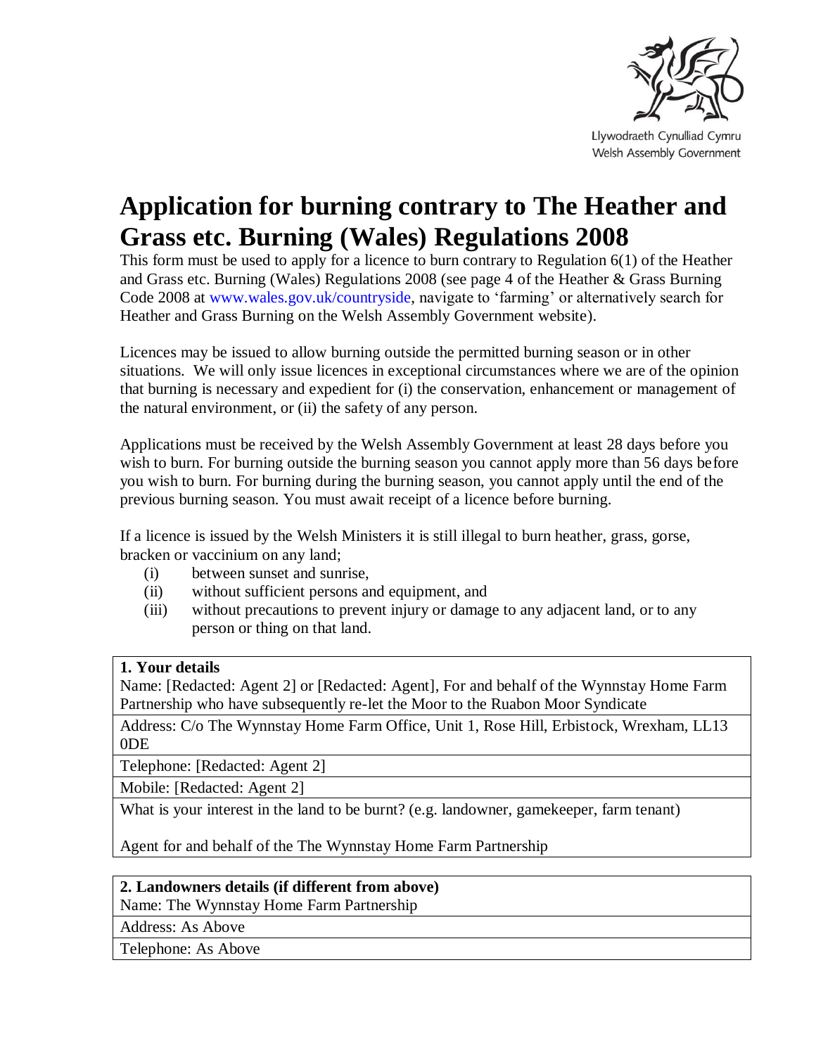Llywodraeth Cynulliad Cymru
Welsh Assembly Government

# Application for burning contrary to The Heather and Grass etc. Burning (Wales) Regulations 2008

This form must be used to apply for a licence to burn contrary to Regulation 6(1) of the Heather and Grass etc. Burning (Wales) Regulations 2008 (see page 4 of the Heather & Grass Burning Code 2008 at www.wales.gov.uk/countryside, navigate to 'farming' or alternatively search for Heather and Grass Burning on the Welsh Assembly Government website).

Licences may be issued to allow burning outside the permitted burning season or in other situations. We will only issue licences in exceptional circumstances where we are of the opinion that burning is necessary and expedient for (i) the conservation, enhancement or management of the natural environment, or (ii) the safety of any person.

Applications must be received by the Welsh Assembly Government at least 28 days before you wish to burn. For burning outside the burning season you cannot apply more than 56 days before you wish to burn. For burning during the burning season, you cannot apply until the end of the previous burning season. You must await receipt of a licence before burning.

If a licence is issued by the Welsh Ministers it is still illegal to burn heather, grass, gorse, bracken or vaccinium on any land;

- (i) between sunset and sunrise,
- (ii) without sufficient persons and equipment, and
- (iii) without precautions to prevent injury or damage to any adjacent land, or to any person or thing on that land.

| **1. Your details** |
|---|
| Name: [Redacted: Agent 2] or [Redacted: Agent], For and behalf of the Wynnstay Home Farm Partnership who have subsequently re-let the Moor to the Ruabon Moor Syndicate |
| Address: C/o The Wynnstay Home Farm Office, Unit 1, Rose Hill, Erbistock, Wrexham, LL13 0DE |
| Telephone: [Redacted: Agent 2] |
| Mobile: [Redacted: Agent 2] |
| What is your interest in the land to be burnt? (e.g. landowner, gamekeeper, farm tenant)<br><br>Agent for and behalf of the The Wynnstay Home Farm Partnership |

| **2. Landowners details (if different from above)** |
|---|
| Name: The Wynnstay Home Farm Partnership |
| Address: As Above |
| Telephone: As Above |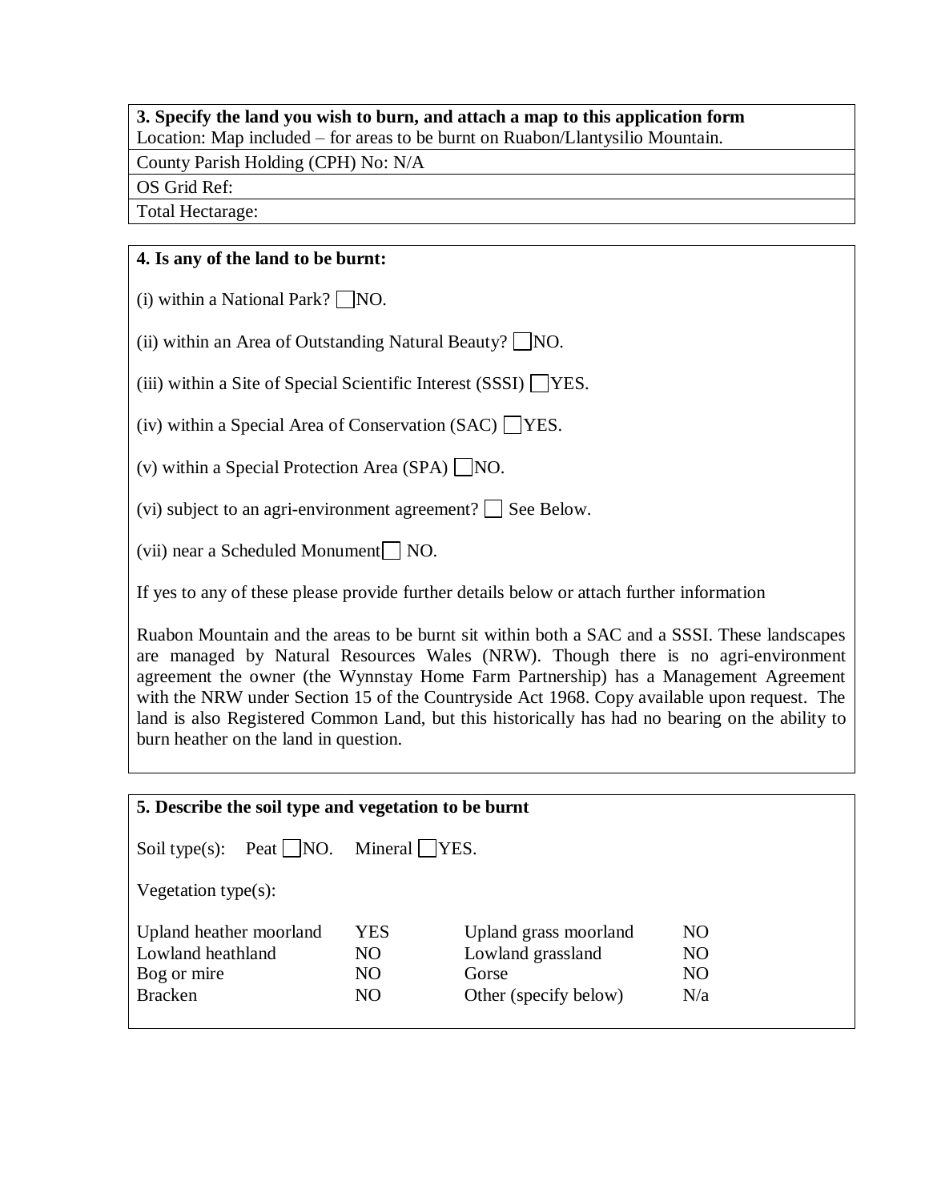**3. Specify the land you wish to burn, and attach a map to this application form**

Location: Map included – for areas to be burnt on Ruabon/Llantysilio Mountain.

County Parish Holding (CPH) No: N/A

OS Grid Ref:

Total Hectarage:

**4. Is any of the land to be burnt:**

(i) within a National Park? ☐ NO.

(ii) within an Area of Outstanding Natural Beauty? ☐ NO.

(iii) within a Site of Special Scientific Interest (SSSI) ☐ YES.

(iv) within a Special Area of Conservation (SAC) ☐ YES.

(v) within a Special Protection Area (SPA) ☐ NO.

(vi) subject to an agri-environment agreement? ☐ See Below.

(vii) near a Scheduled Monument ☐ NO.

If yes to any of these please provide further details below or attach further information

Ruabon Mountain and the areas to be burnt sit within both a SAC and a SSSI. These landscapes are managed by Natural Resources Wales (NRW). Though there is no agri-environment agreement the owner (the Wynnstay Home Farm Partnership) has a Management Agreement with the NRW under Section 15 of the Countryside Act 1968. Copy available upon request. The land is also Registered Common Land, but this historically has had no bearing on the ability to burn heather on the land in question.

**5. Describe the soil type and vegetation to be burnt**

Soil type(s): Peat ☐ NO. Mineral ☐ YES.

Vegetation type(s):

| | | | |
|---|---|---|---|
| Upland heather moorland | YES | Upland grass moorland | NO |
| Lowland heathland | NO | Lowland grassland | NO |
| Bog or mire | NO | Gorse | NO |
| Bracken | NO | Other (specify below) | N/a |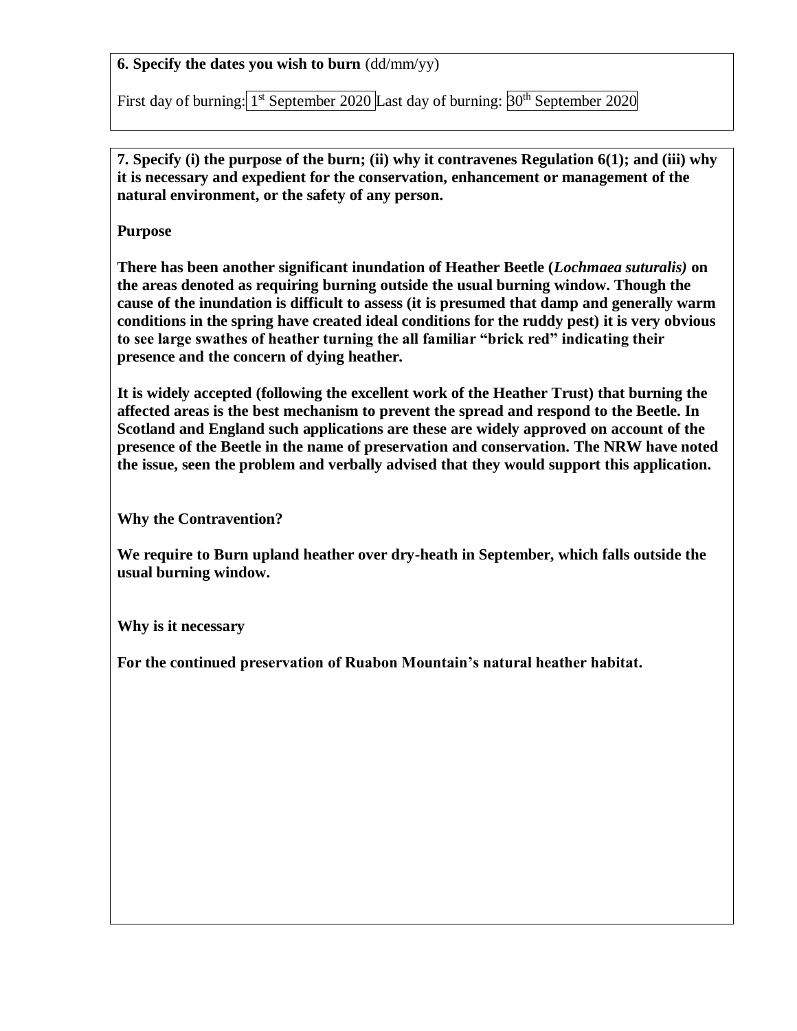**6. Specify the dates you wish to burn** (dd/mm/yy)

First day of burning: 1st September 2020 Last day of burning: 30th September 2020

**7. Specify (i) the purpose of the burn; (ii) why it contravenes Regulation 6(1); and (iii) why it is necessary and expedient for the conservation, enhancement or management of the natural environment, or the safety of any person.**

**Purpose**

**There has been another significant inundation of Heather Beetle (*Lochmaea suturalis*) on the areas denoted as requiring burning outside the usual burning window. Though the cause of the inundation is difficult to assess (it is presumed that damp and generally warm conditions in the spring have created ideal conditions for the ruddy pest) it is very obvious to see large swathes of heather turning the all familiar "brick red" indicating their presence and the concern of dying heather.**

**It is widely accepted (following the excellent work of the Heather Trust) that burning the affected areas is the best mechanism to prevent the spread and respond to the Beetle. In Scotland and England such applications are these are widely approved on account of the presence of the Beetle in the name of preservation and conservation. The NRW have noted the issue, seen the problem and verbally advised that they would support this application.**

**Why the Contravention?**

**We require to Burn upland heather over dry-heath in September, which falls outside the usual burning window.**

**Why is it necessary**

**For the continued preservation of Ruabon Mountain's natural heather habitat.**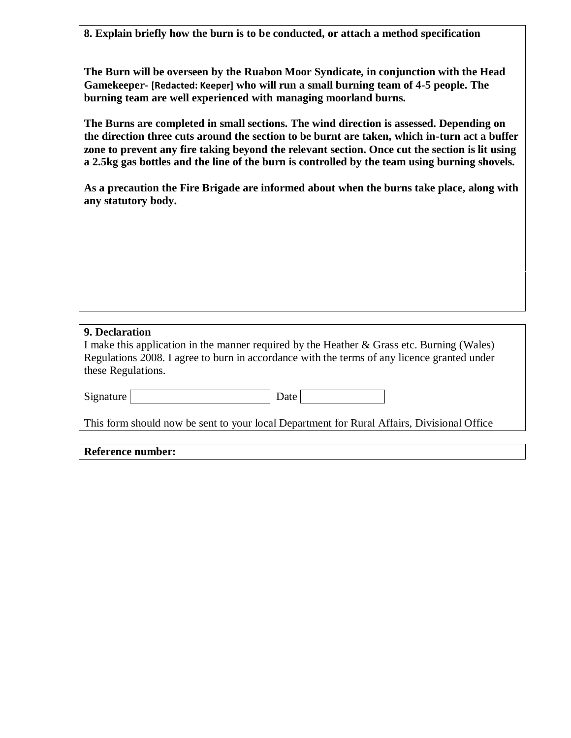**8. Explain briefly how the burn is to be conducted, or attach a method specification**

**The Burn will be overseen by the Ruabon Moor Syndicate, in conjunction with the Head Gamekeeper- [Redacted: Keeper] who will run a small burning team of 4-5 people. The burning team are well experienced with managing moorland burns.**

**The Burns are completed in small sections. The wind direction is assessed. Depending on the direction three cuts around the section to be burnt are taken, which in-turn act a buffer zone to prevent any fire taking beyond the relevant section. Once cut the section is lit using a 2.5kg gas bottles and the line of the burn is controlled by the team using burning shovels.**

**As a precaution the Fire Brigade are informed about when the burns take place, along with any statutory body.**

**9. Declaration**

I make this application in the manner required by the Heather & Grass etc. Burning (Wales) Regulations 2008. I agree to burn in accordance with the terms of any licence granted under these Regulations.

Signature ____________ Date ____________

This form should now be sent to your local Department for Rural Affairs, Divisional Office

**Reference number:**